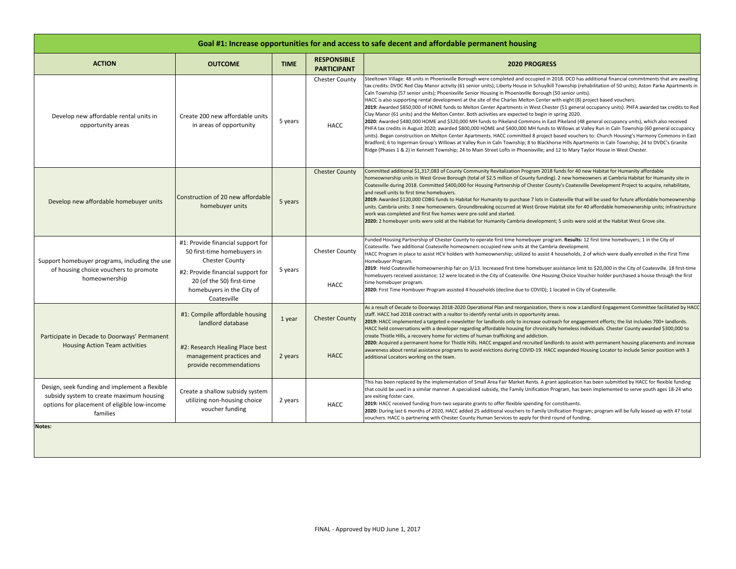## Goal #1: Increase opportunities for and access to safe decent and affordable permanent housing

| ACTION | OUTCOME | TIME | RESPONSIBLE PARTICIPANT | 2020 PROGRESS |
|---|---|---|---|---|
| Develop new affordable rental units in opportunity areas | Create 200 new affordable units in areas of opportunity | 5 years | Chester County<br><br>HACC | Steeltown Village: 48 units in Phoenixville Borough were completed and occupied in 2018. DCD has additional financial commitments that are awaiting tax credits: DVDC Red Clay Manor activity (61 senior units); Liberty House in Schuylkill Township (rehabilitation of 50 units); Aston Parke Apartments in Caln Township (57 senior units); Phoenixville Senior Housing in Phoenixville Borough (50 senior units).<br>HACC is also supporting rental development at the site of the Charles Melton Center with eight (8) project based vouchers.<br>**2019:** Awarded $850,000 of HOME funds to Melton Center Apartments in West Chester (51 general occupancy units). PHFA awarded tax credits to Red Clay Manor (61 units) and the Melton Center. Both activities are expected to begin in spring 2020.<br>**2020:** Awarded $480,000 HOME and $320,000 MH funds to Pikeland Commons in East Pikeland (48 general occupancy units), which also received PHFA tax credits in August 2020; awarded $800,000 HOME and $400,000 MH funds to Willows at Valley Run in Caln Township (60 general occupancy units). Began construction on Melton Center Apartments. HACC committed 8 project based vouchers to: Church Housing's Harmony Commons in East Bradford; 6 to Ingerman Group's Willows at Valley Run in Caln Township; 8 to Blackhorse Hills Apartments in Caln Township; 24 to DVDC's Granite Ridge (Phases 1 & 2) in Kennett Township; 24 to Main Street Lofts in Phoenixville; and 12 to Mary Taylor House in West Chester. |
| Develop new affordable homebuyer units | Construction of 20 new affordable homebuyer units | 5 years | Chester County | Committed additional $1,317,083 of County Community Revitalization Program 2018 funds for 40 new Habitat for Humanity affordable homeownership units in West Grove Borough (total of $2.5 million of County funding). 2 new homeowners at Cambria Habitat for Humanity site in Coatesville during 2018. Committed $400,000 for Housing Partnership of Chester County's Coatesville Development Project to acquire, rehabilitate, and resell units to first time homebuyers.<br>**2019:** Awarded $120,000 CDBG funds to Habitat for Humanity to purchase 7 lots in Coatesville that will be used for future affordable homeownership units. Cambria units: 3 new homeowners. Groundbreaking occurred at West Grove Habitat site for 40 affordable homeownership units; infrastructure work was completed and first five homes were pre-sold and started.<br>**2020:** 2 homebuyer units were sold at the Habitat for Humanity Cambria development; 5 units were sold at the Habitat West Grove site. |
| Support homebuyer programs, including the use of housing choice vouchers to promote homeownership | #1: Provide financial support for 50 first-time homebuyers in Chester County<br>#2: Provide financial support for 20 (of the 50) first-time homebuyers in the City of Coatesville | 5 years | Chester County<br><br>HACC | Funded Housing Partnership of Chester County to operate first time homebuyer program. **Results:** 12 first time homebuyers; 1 in the City of Coatesville. Two additional Coatesville homeowners occupied new units at the Cambria development.<br>HACC Program in place to assist HCV holders with homeownership; utilized to assist 4 households, 2 of which were dually enrolled in the First Time Homebuyer Program.<br>**2019**: Held Coatesville homeownership fair on 3/13. Increased first time homebuyer assistance limit to $20,000 in the City of Coatesville. 18 first-time homebuyers received assistance; 12 were located in the City of Coatesville. One Housing Choice Voucher holder purchased a house through the first time homebuyer program.<br>**2020:** First Time Hombuyer Program assisted 4 households (decline due to COVID); 1 located in City of Coatesville. |
| Participate in Decade to Doorways' Permanent Housing Action Team activities | #1: Compile affordable housing landlord database<br><br>#2: Research Healing Place best management practices and provide recommendations | 1 year<br><br>2 years | Chester County<br><br>HACC | As a result of Decade to Doorways 2018-2020 Operational Plan and reorganization, there is now a Landlord Engagement Committee facilitated by HACC staff. HACC had 2018 contract with a realtor to identify rental units in opportunity areas.<br>**2019:** HACC implemented a targeted e-newsletter for landlords only to increase outreach for engagement efforts; the list includes 700+ landlords. HACC held conversations with a developer regarding affordable housing for chronically homeless individuals. Chester County awarded $300,000 to create Thistle Hills, a recovery home for victims of human trafficking and addiction.<br>**2020:** Acquired a permanent home for Thistle Hills. HACC engaged and recruited landlords to assist with permanent housing placements and increase awareness about rental assistance programs to avoid evictions during COVID-19. HACC expanded Housing Locator to include Senior position with 3 additional Locators working on the team. |
| Design, seek funding and implement a flexible subsidy system to create maximum housing options for placement of eligible low-income families | Create a shallow subsidy system utilizing non-housing choice voucher funding | 2 years | HACC | This has been replaced by the implementation of Small Area Fair Market Rents. A grant application has been submitted by HACC for flexible funding that could be used in a similar manner. A specialized subsidy, the Family Unification Program, has been implemented to serve youth ages 18-24 who are exiting foster care.<br>**2019:** HACC received funding from two separate grants to offer flexible spending for constituents.<br>**2020:** During last 6 months of 2020, HACC added 25 additional vouchers to Family Unification Program; program will be fully leased up with 47 total vouchers. HACC is partnering with Chester County Human Services to apply for third round of funding. |

**Notes:**

FINAL - Approved by HUD June 1, 2017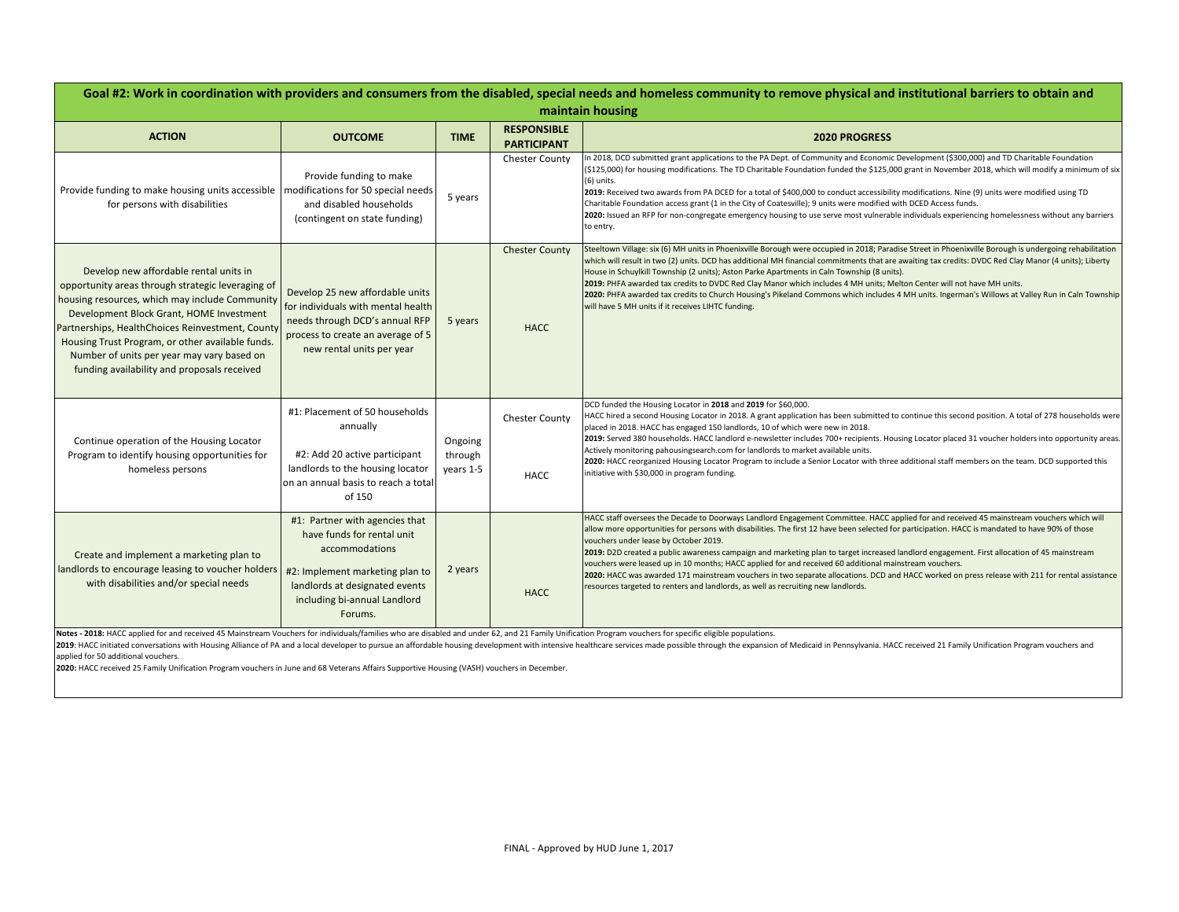## Goal #2: Work in coordination with providers and consumers from the disabled, special needs and homeless community to remove physical and institutional barriers to obtain and maintain housing

| ACTION | OUTCOME | TIME | RESPONSIBLE PARTICIPANT | 2020 PROGRESS |
|---|---|---|---|---|
| Provide funding to make housing units accessible for persons with disabilities | Provide funding to make modifications for 50 special needs and disabled households (contingent on state funding) | 5 years | Chester County | In 2018, DCD submitted grant applications to the PA Dept. of Community and Economic Development ($300,000) and TD Charitable Foundation ($125,000) for housing modifications. The TD Charitable Foundation funded the $125,000 grant in November 2018, which will modify a minimum of six (6) units.<br>**2019:** Received two awards from PA DCED for a total of $400,000 to conduct accessibility modifications. Nine (9) units were modified using TD Charitable Foundation access grant (1 in the City of Coatesville); 9 units were modified with DCED Access funds.<br>**2020:** Issued an RFP for non-congregate emergency housing to use serve most vulnerable individuals experiencing homelessness without any barriers to entry. |
| Develop new affordable rental units in opportunity areas through strategic leveraging of housing resources, which may include Community Development Block Grant, HOME Investment Partnerships, HealthChoices Reinvestment, County Housing Trust Program, or other available funds. Number of units per year may vary based on funding availability and proposals received | Develop 25 new affordable units for individuals with mental health needs through DCD's annual RFP process to create an average of 5 new rental units per year | 5 years | Chester County<br><br>HACC | Steeltown Village: six (6) MH units in Phoenixville Borough were occupied in 2018; Paradise Street in Phoenixville Borough is undergoing rehabilitation which will result in two (2) units. DCD has additional MH financial commitments that are awaiting tax credits: DVDC Red Clay Manor (4 units); Liberty House in Schuylkill Township (2 units); Aston Parke Apartments in Caln Township (8 units).<br>**2019:** PHFA awarded tax credits to DVDC Red Clay Manor which includes 4 MH units; Melton Center will not have MH units.<br>**2020:** PHFA awarded tax credits to Church Housing's Pikeland Commons which includes 4 MH units. Ingerman's Willows at Valley Run in Caln Township will have 5 MH units if it receives LIHTC funding. |
| Continue operation of the Housing Locator Program to identify housing opportunities for homeless persons | #1: Placement of 50 households annually<br><br>#2: Add 20 active participant landlords to the housing locator on an annual basis to reach a total of 150 | Ongoing through years 1-5 | Chester County<br><br>HACC | DCD funded the Housing Locator in **2018** and **2019** for $60,000.<br>HACC hired a second Housing Locator in 2018. A grant application has been submitted to continue this second position. A total of 278 households were placed in 2018. HACC has engaged 150 landlords, 10 of which were new in 2018.<br>**2019:** Served 380 households. HACC landlord e-newsletter includes 700+ recipients. Housing Locator placed 31 voucher holders into opportunity areas. Actively monitoring pahousingsearch.com for landlords to market available units.<br>**2020:** HACC reorganized Housing Locator Program to include a Senior Locator with three additional staff members on the team. DCD supported this initiative with $30,000 in program funding. |
| Create and implement a marketing plan to landlords to encourage leasing to voucher holders with disabilities and/or special needs | #1: Partner with agencies that have funds for rental unit accommodations<br><br>#2: Implement marketing plan to landlords at designated events including bi-annual Landlord Forums. | 2 years | HACC | HACC staff oversees the Decade to Doorways Landlord Engagement Committee. HACC applied for and received 45 mainstream vouchers which will allow more opportunities for persons with disabilities. The first 12 have been selected for participation. HACC is mandated to have 90% of those vouchers under lease by October 2019.<br>**2019:** D2D created a public awareness campaign and marketing plan to target increased landlord engagement. First allocation of 45 mainstream vouchers were leased up in 10 months; HACC applied for and received 60 additional mainstream vouchers.<br>**2020:** HACC was awarded 171 mainstream vouchers in two separate allocations. DCD and HACC worked on press release with 211 for rental assistance resources targeted to renters and landlords, as well as recruiting new landlords. |

**Notes - 2018:** HACC applied for and received 45 Mainstream Vouchers for individuals/families who are disabled and under 62, and 21 Family Unification Program vouchers for specific eligible populations.
**2019**: HACC initiated conversations with Housing Alliance of PA and a local developer to pursue an affordable housing development with intensive healthcare services made possible through the expansion of Medicaid in Pennsylvania. HACC received 21 Family Unification Program vouchers and applied for 50 additional vouchers.
**2020:** HACC received 25 Family Unification Program vouchers in June and 68 Veterans Affairs Supportive Housing (VASH) vouchers in December.

FINAL - Approved by HUD June 1, 2017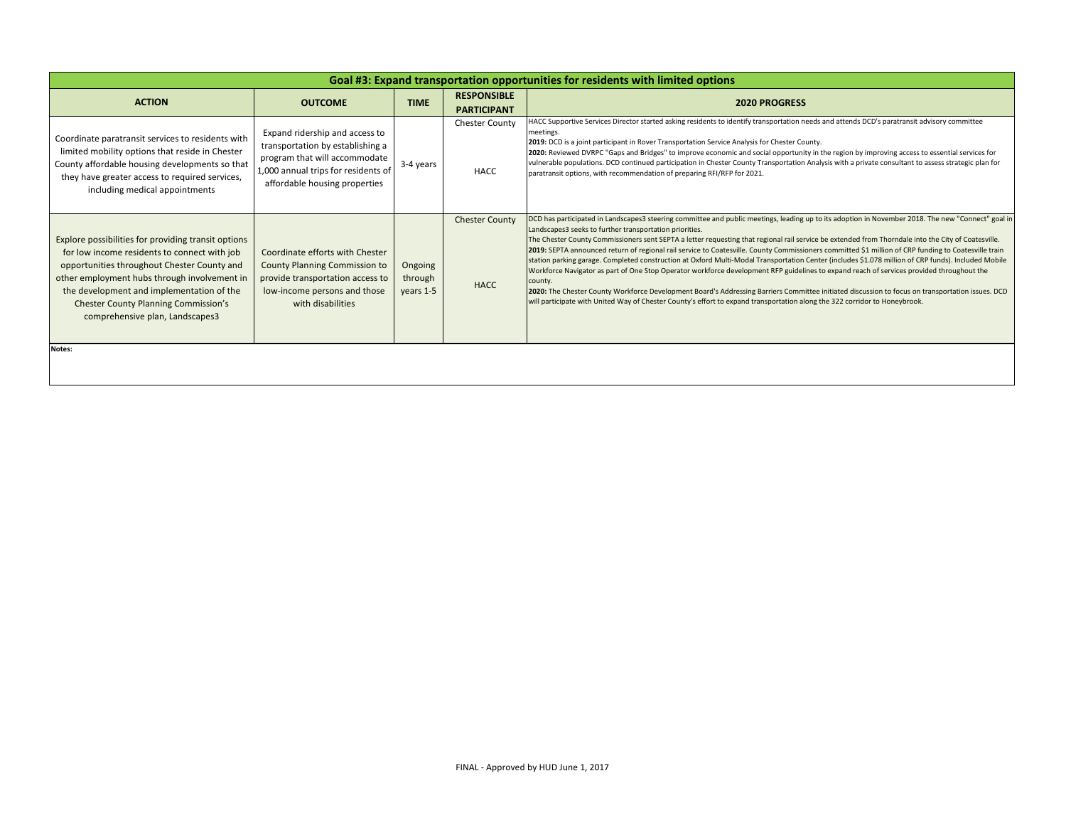| Goal #3: Expand transportation opportunities for residents with limited options | | | | |
|---|---|---|---|---|
| **ACTION** | **OUTCOME** | **TIME** | **RESPONSIBLE PARTICIPANT** | **2020 PROGRESS** |
| Coordinate paratransit services to residents with limited mobility options that reside in Chester County affordable housing developments so that they have greater access to required services, including medical appointments | Expand ridership and access to transportation by establishing a program that will accommodate 1,000 annual trips for residents of affordable housing properties | 3-4 years | Chester County<br><br>HACC | HACC Supportive Services Director started asking residents to identify transportation needs and attends DCD's paratransit advisory committee meetings.<br>**2019:** DCD is a joint participant in Rover Transportation Service Analysis for Chester County.<br>**2020:** Reviewed DVRPC "Gaps and Bridges" to improve economic and social opportunity in the region by improving access to essential services for vulnerable populations. DCD continued participation in Chester County Transportation Analysis with a private consultant to assess strategic plan for paratransit options, with recommendation of preparing RFI/RFP for 2021. |
| Explore possibilities for providing transit options for low income residents to connect with job opportunities throughout Chester County and other employment hubs through involvement in the development and implementation of the Chester County Planning Commission's comprehensive plan, Landscapes3 | Coordinate efforts with Chester County Planning Commission to provide transportation access to low-income persons and those with disabilities | Ongoing through years 1-5 | Chester County<br><br>HACC | DCD has participated in Landscapes3 steering committee and public meetings, leading up to its adoption in November 2018. The new "Connect" goal in Landscapes3 seeks to further transportation priorities.<br>The Chester County Commissioners sent SEPTA a letter requesting that regional rail service be extended from Thorndale into the City of Coatesville.<br>**2019:** SEPTA announced return of regional rail service to Coatesville. County Commissioners committed $1 million of CRP funding to Coatesville train station parking garage. Completed construction at Oxford Multi-Modal Transportation Center (includes $1.078 million of CRP funds). Included Mobile Workforce Navigator as part of One Stop Operator workforce development RFP guidelines to expand reach of services provided throughout the county.<br>**2020:** The Chester County Workforce Development Board's Addressing Barriers Committee initiated discussion to focus on transportation issues. DCD will participate with United Way of Chester County's effort to expand transportation along the 322 corridor to Honeybrook. |

**Notes:**

FINAL - Approved by HUD June 1, 2017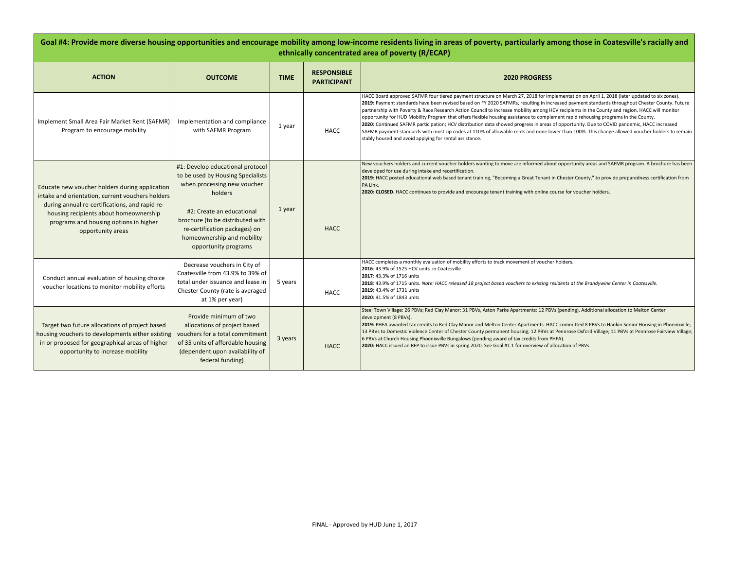## Goal #4: Provide more diverse housing opportunities and encourage mobility among low-income residents living in areas of poverty, particularly among those in Coatesville's racially and ethnically concentrated area of poverty (R/ECAP)

| ACTION | OUTCOME | TIME | RESPONSIBLE PARTICIPANT | 2020 PROGRESS |
|---|---|---|---|---|
| Implement Small Area Fair Market Rent (SAFMR) Program to encourage mobility | Implementation and compliance with SAFMR Program | 1 year | HACC | HACC Board approved SAFMR four tiered payment structure on March 27, 2018 for implementation on April 1, 2018 (later updated to six zones). **2019:** Payment standards have been revised based on FY 2020 SAFMRs, resulting in increased payment standards throughout Chester County. Future partnership with Poverty & Race Research Action Council to increase mobility among HCV recipients in the County and region. HACC will monitor opportunity for HUD Mobility Program that offers flexible housing assistance to complement rapid rehousing programs in the County. **2020:** Continued SAFMR participation; HCV distribution data showed progress in areas of opportunity. Due to COVID pandemic, HACC increased SAFMR payment standards with most zip codes at 110% of allowable rents and none lower than 100%. This change allowed voucher holders to remain stably housed and avoid applying for rental assistance. |
| Educate new voucher holders during application intake and orientation, current vouchers holders during annual re-certifications, and rapid re-housing recipients about homeownership programs and housing options in higher opportunity areas | #1: Develop educational protocol to be used by Housing Specialists when processing new voucher holders<br><br>#2: Create an educational brochure (to be distributed with re-certification packages) on homeownership and mobility opportunity programs | 1 year | HACC | New vouchers holders and current voucher holders wanting to move are informed about opportunity areas and SAFMR program. A brochure has been developed for use during intake and recertification. **2019:** HACC posted educational web based tenant training, "Becoming a Great Tenant in Chester County," to provide preparedness certification from PA Link. **2020: CLOSED.** HACC continues to provide and encourage tenant training with online course for voucher holders. |
| Conduct annual evaluation of housing choice voucher locations to monitor mobility efforts | Decrease vouchers in City of Coatesville from 43.9% to 39% of total under issuance and lease in Chester County (rate is averaged at 1% per year) | 5 years | HACC | HACC completes a monthly evaluation of mobility efforts to track movement of voucher holders.<br>**2016**: 43.9% of 1525 HCV units in Coatesville<br>**2017**: 43.3% of 1716 units<br>**2018**: 43.9% of 1715 units. *Note: HACC released 18 project based vouchers to existing residents at the Brandywine Center in Coatesville.*<br>**2019:** 43.4% of 1731 units<br>**2020:** 41.5% of 1843 units |
| Target two future allocations of project based housing vouchers to developments either existing in or proposed for geographical areas of higher opportunity to increase mobility | Provide minimum of two allocations of project based vouchers for a total commitment of 35 units of affordable housing (dependent upon availability of federal funding) | 3 years | HACC | Steel Town Village: 26 PBVs; Red Clay Manor: 31 PBVs, Aston Parke Apartments: 12 PBVs (pending). Additional allocation to Melton Center development (8 PBVs). **2019:** PHFA awarded tax credits to Red Clay Manor and Melton Center Apartments. HACC committed 8 PBVs to Hankin Senior Housing in Phoenixville; 13 PBVs to Domestic Violence Center of Chester County permanent housing; 12 PBVs at Pennrose Oxford Village; 11 PBVs at Pennrose Fairview Village; 6 PBVs at Church Housing Phoenixville Bungalows (pending award of tax credits from PHFA). **2020:** HACC issued an RFP to issue PBVs in spring 2020. See Goal #1.1 for overview of allocation of PBVs. |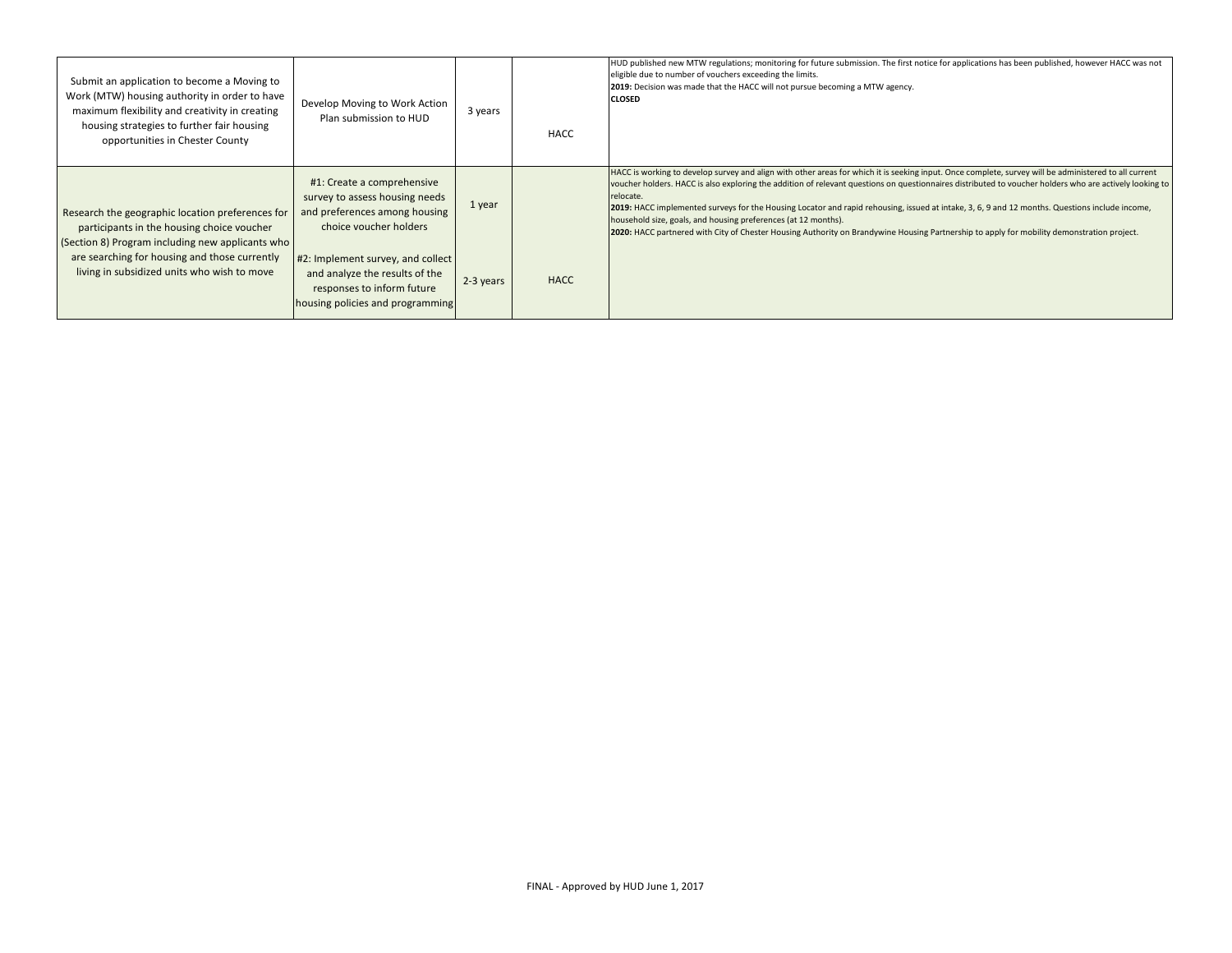| | | | | |
|---|---|---|---|---|
| Submit an application to become a Moving to Work (MTW) housing authority in order to have maximum flexibility and creativity in creating housing strategies to further fair housing opportunities in Chester County | Develop Moving to Work Action Plan submission to HUD | 3 years | HACC | HUD published new MTW regulations; monitoring for future submission. The first notice for applications has been published, however HACC was not eligible due to number of vouchers exceeding the limits.<br>**2019:** Decision was made that the HACC will not pursue becoming a MTW agency.<br>**CLOSED** |
| Research the geographic location preferences for participants in the housing choice voucher (Section 8) Program including new applicants who are searching for housing and those currently living in subsidized units who wish to move | #1: Create a comprehensive survey to assess housing needs and preferences among housing choice voucher holders<br><br>#2: Implement survey, and collect and analyze the results of the responses to inform future housing policies and programming | 1 year<br><br>2-3 years | HACC | HACC is working to develop survey and align with other areas for which it is seeking input. Once complete, survey will be administered to all current voucher holders. HACC is also exploring the addition of relevant questions on questionnaires distributed to voucher holders who are actively looking to relocate.<br>**2019:** HACC implemented surveys for the Housing Locator and rapid rehousing, issued at intake, 3, 6, 9 and 12 months. Questions include income, household size, goals, and housing preferences (at 12 months).<br>**2020:** HACC partnered with City of Chester Housing Authority on Brandywine Housing Partnership to apply for mobility demonstration project. |

FINAL - Approved by HUD June 1, 2017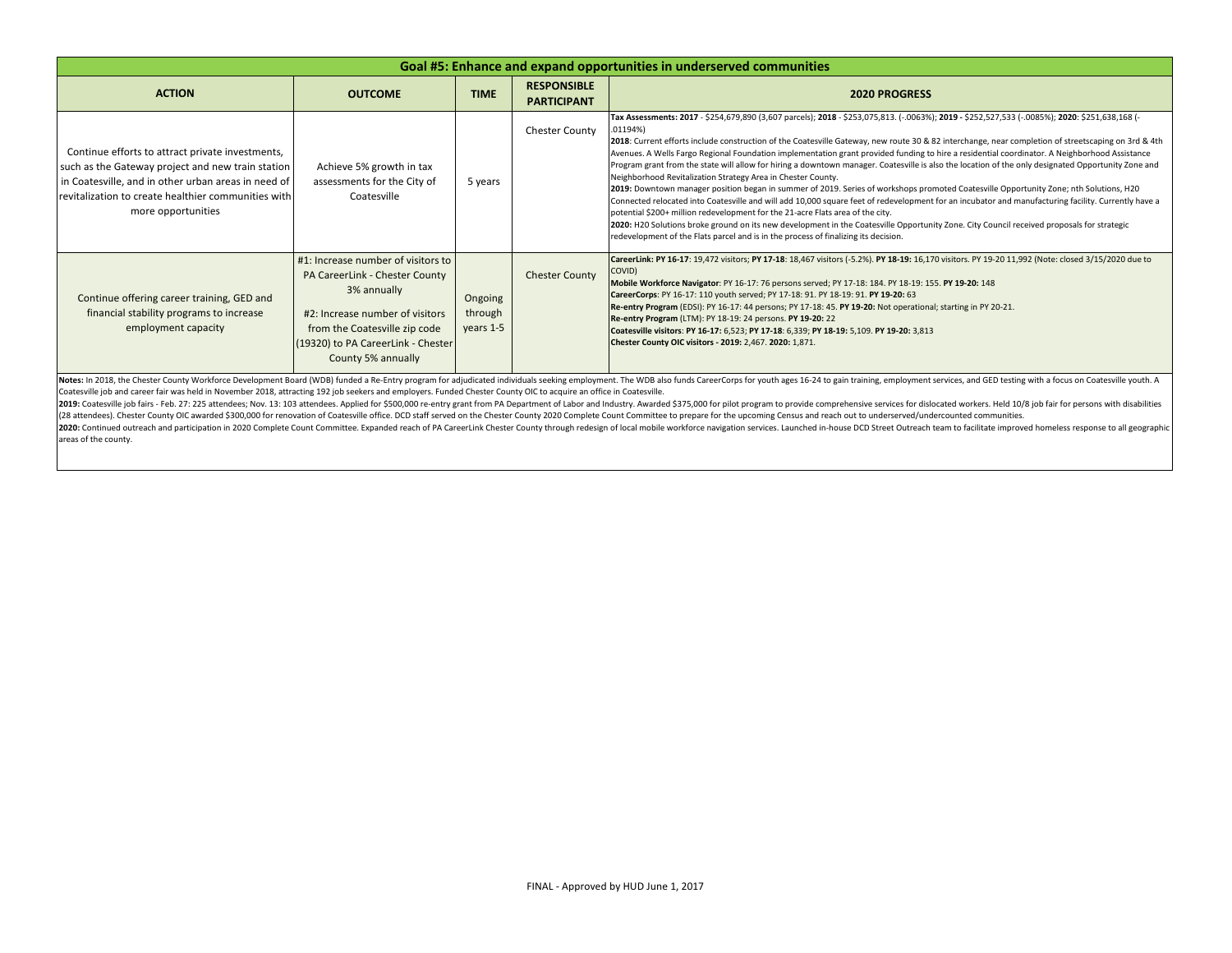| Goal #5: Enhance and expand opportunities in underserved communities | | | | |
|---|---|---|---|---|
| **ACTION** | **OUTCOME** | **TIME** | **RESPONSIBLE PARTICIPANT** | **2020 PROGRESS** |
| Continue efforts to attract private investments, such as the Gateway project and new train station in Coatesville, and in other urban areas in need of revitalization to create healthier communities with more opportunities | Achieve 5% growth in tax assessments for the City of Coatesville | 5 years | Chester County | **Tax Assessments: 2017** - $254,679,890 (3,607 parcels); **2018** - $253,075,813. (-.0063%); **2019 -** $252,527,533 (-.0085%); **2020**: $251,638,168 (-.01194%)<br>**2018**: Current efforts include construction of the Coatesville Gateway, new route 30 & 82 interchange, near completion of streetscaping on 3rd & 4th Avenues. A Wells Fargo Regional Foundation implementation grant provided funding to hire a residential coordinator. A Neighborhood Assistance Program grant from the state will allow for hiring a downtown manager. Coatesville is also the location of the only designated Opportunity Zone and Neighborhood Revitalization Strategy Area in Chester County.<br>**2019:** Downtown manager position began in summer of 2019. Series of workshops promoted Coatesville Opportunity Zone; nth Solutions, H20 Connected relocated into Coatesville and will add 10,000 square feet of redevelopment for an incubator and manufacturing facility. Currently have a potential $200+ million redevelopment for the 21-acre Flats area of the city.<br>**2020:** H20 Solutions broke ground on its new development in the Coatesville Opportunity Zone. City Council received proposals for strategic redevelopment of the Flats parcel and is in the process of finalizing its decision. |
| Continue offering career training, GED and financial stability programs to increase employment capacity | #1: Increase number of visitors to PA CareerLink - Chester County 3% annually<br><br>#2: Increase number of visitors from the Coatesville zip code (19320) to PA CareerLink - Chester County 5% annually | Ongoing through years 1-5 | Chester County | **CareerLink: PY 16-17**: 19,472 visitors; **PY 17-18**: 18,467 visitors (-5.2%). **PY 18-19:** 16,170 visitors. PY 19-20 11,992 (Note: closed 3/15/2020 due to COVID)<br>**Mobile Workforce Navigator**: PY 16-17: 76 persons served; PY 17-18: 184. PY 18-19: 155. **PY 19-20:** 148<br>**CareerCorps**: PY 16-17: 110 youth served; PY 17-18: 91. PY 18-19: 91. **PY 19-20:** 63<br>**Re-entry Program** (EDSI): PY 16-17: 44 persons; PY 17-18: 45. **PY 19-20:** Not operational; starting in PY 20-21.<br>**Re-entry Program** (LTM): PY 18-19: 24 persons. **PY 19-20:** 22<br>**Coatesville visitors**: **PY 16-17:** 6,523; **PY 17-18**: 6,339; **PY 18-19:** 5,109. **PY 19-20:** 3,813<br>**Chester County OIC visitors - 2019:** 2,467. **2020:** 1,871. |

**Notes:** In 2018, the Chester County Workforce Development Board (WDB) funded a Re-Entry program for adjudicated individuals seeking employment. The WDB also funds CareerCorps for youth ages 16-24 to gain training, employment services, and GED testing with a focus on Coatesville youth. A Coatesville job and career fair was held in November 2018, attracting 192 job seekers and employers. Funded Chester County OIC to acquire an office in Coatesville.

**2019:** Coatesville job fairs - Feb. 27: 225 attendees; Nov. 13: 103 attendees. Applied for $500,000 re-entry grant from PA Department of Labor and Industry. Awarded $375,000 for pilot program to provide comprehensive services for dislocated workers. Held 10/8 job fair for persons with disabilities (28 attendees). Chester County OIC awarded $300,000 for renovation of Coatesville office. DCD staff served on the Chester County 2020 Complete Count Committee to prepare for the upcoming Census and reach out to underserved/undercounted communities.

**2020:** Continued outreach and participation in 2020 Complete Count Committee. Expanded reach of PA CareerLink Chester County through redesign of local mobile workforce navigation services. Launched in-house DCD Street Outreach team to facilitate improved homeless response to all geographic areas of the county.

FINAL - Approved by HUD June 1, 2017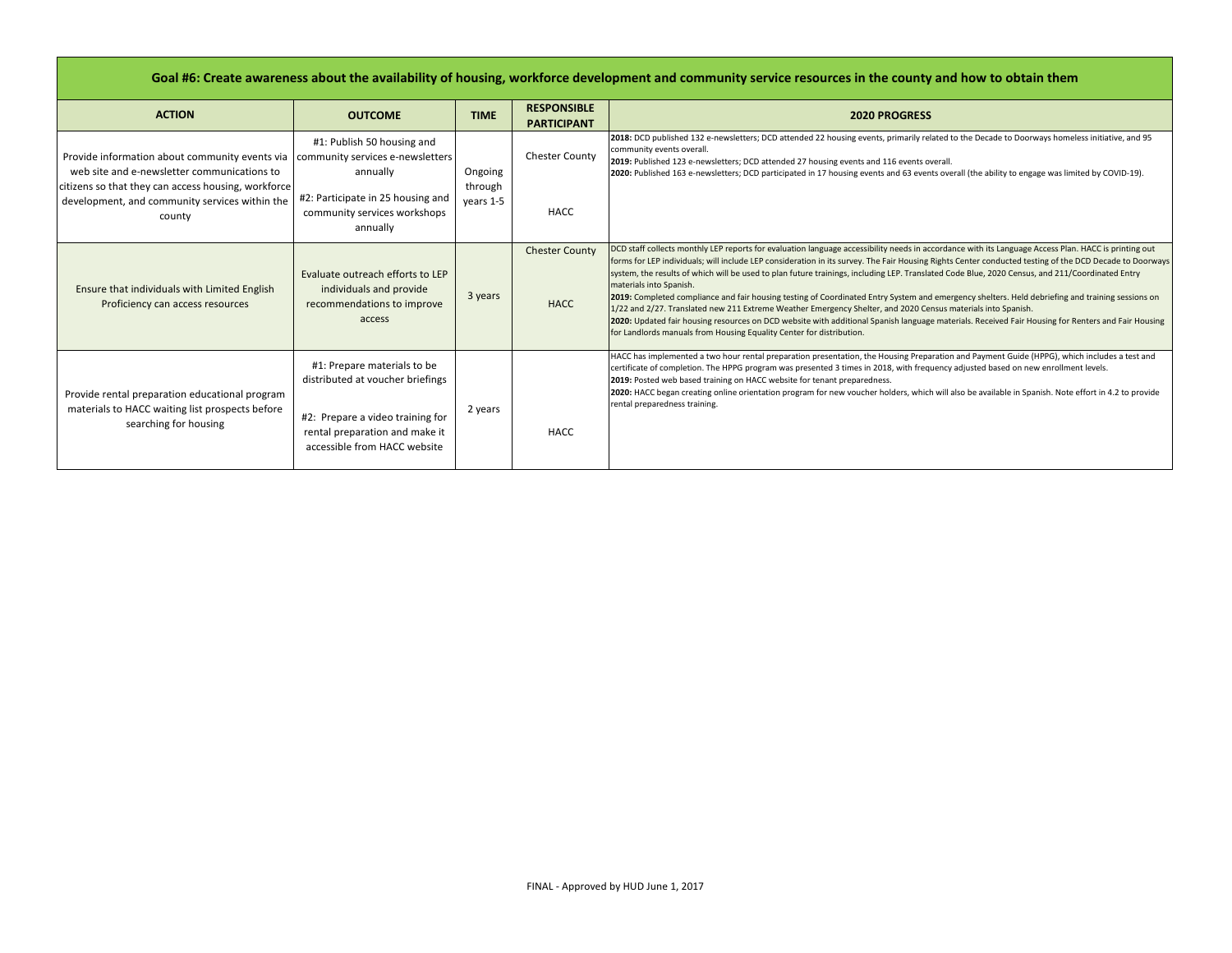| Goal #6: Create awareness about the availability of housing, workforce development and community service resources in the county and how to obtain them | | | | |
|---|---|---|---|---|
| **ACTION** | **OUTCOME** | **TIME** | **RESPONSIBLE PARTICIPANT** | **2020 PROGRESS** |
| Provide information about community events via web site and e-newsletter communications to citizens so that they can access housing, workforce development, and community services within the county | #1: Publish 50 housing and community services e-newsletters annually<br><br>#2: Participate in 25 housing and community services workshops annually | Ongoing through years 1-5 | Chester County<br><br>HACC | **2018:** DCD published 132 e-newsletters; DCD attended 22 housing events, primarily related to the Decade to Doorways homeless initiative, and 95 community events overall.<br>**2019:** Published 123 e-newsletters; DCD attended 27 housing events and 116 events overall.<br>**2020:** Published 163 e-newsletters; DCD participated in 17 housing events and 63 events overall (the ability to engage was limited by COVID-19). |
| Ensure that individuals with Limited English Proficiency can access resources | Evaluate outreach efforts to LEP individuals and provide recommendations to improve access | 3 years | Chester County<br><br>HACC | DCD staff collects monthly LEP reports for evaluation language accessibility needs in accordance with its Language Access Plan. HACC is printing out forms for LEP individuals; will include LEP consideration in its survey. The Fair Housing Rights Center conducted testing of the DCD Decade to Doorways system, the results of which will be used to plan future trainings, including LEP. Translated Code Blue, 2020 Census, and 211/Coordinated Entry materials into Spanish.<br>**2019:** Completed compliance and fair housing testing of Coordinated Entry System and emergency shelters. Held debriefing and training sessions on 1/22 and 2/27. Translated new 211 Extreme Weather Emergency Shelter, and 2020 Census materials into Spanish.<br>**2020:** Updated fair housing resources on DCD website with additional Spanish language materials. Received Fair Housing for Renters and Fair Housing for Landlords manuals from Housing Equality Center for distribution. |
| Provide rental preparation educational program materials to HACC waiting list prospects before searching for housing | #1: Prepare materials to be distributed at voucher briefings<br><br>#2: Prepare a video training for rental preparation and make it accessible from HACC website | 2 years | HACC | HACC has implemented a two hour rental preparation presentation, the Housing Preparation and Payment Guide (HPPG), which includes a test and certificate of completion. The HPPG program was presented 3 times in 2018, with frequency adjusted based on new enrollment levels.<br>**2019:** Posted web based training on HACC website for tenant preparedness.<br>**2020:** HACC began creating online orientation program for new voucher holders, which will also be available in Spanish. Note effort in 4.2 to provide rental preparedness training. |

FINAL - Approved by HUD June 1, 2017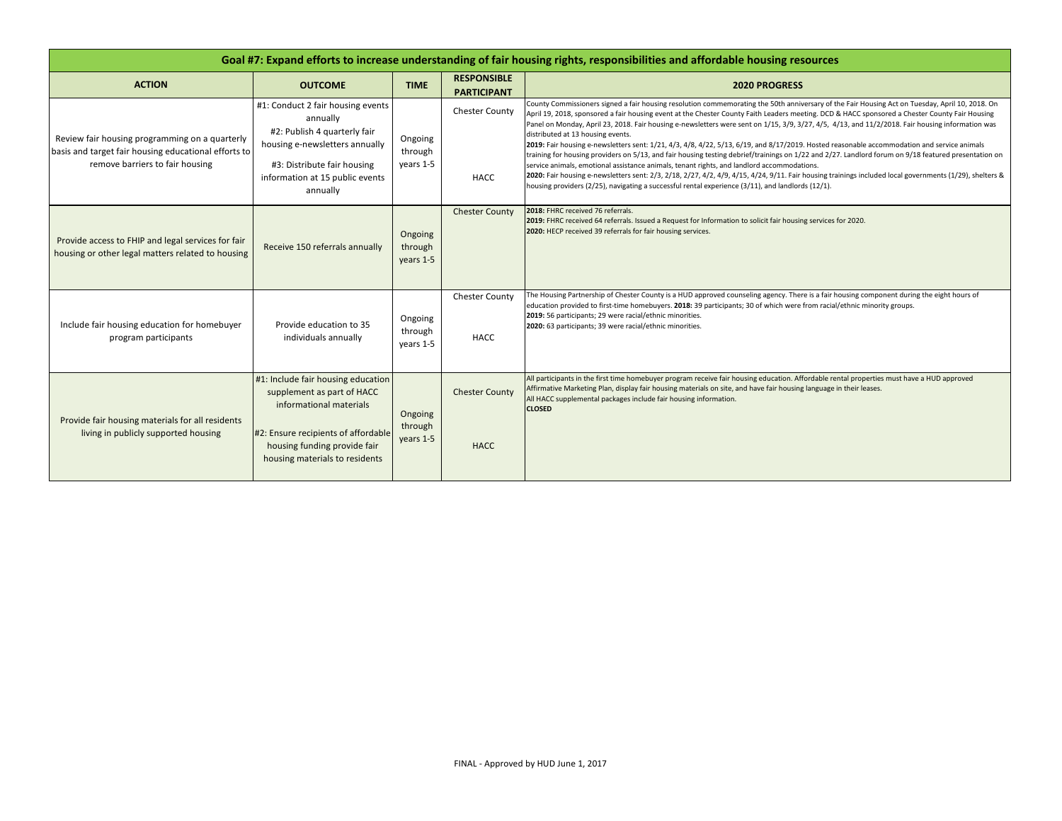| Goal #7: Expand efforts to increase understanding of fair housing rights, responsibilities and affordable housing resources | | | | |
|---|---|---|---|---|
| **ACTION** | **OUTCOME** | **TIME** | **RESPONSIBLE PARTICIPANT** | **2020 PROGRESS** |
| Review fair housing programming on a quarterly basis and target fair housing educational efforts to remove barriers to fair housing | #1: Conduct 2 fair housing events annually<br>#2: Publish 4 quarterly fair housing e-newsletters annually<br>#3: Distribute fair housing information at 15 public events annually | Ongoing through years 1-5 | Chester County<br><br>HACC | County Commissioners signed a fair housing resolution commemorating the 50th anniversary of the Fair Housing Act on Tuesday, April 10, 2018. On April 19, 2018, sponsored a fair housing event at the Chester County Faith Leaders meeting. DCD & HACC sponsored a Chester County Fair Housing Panel on Monday, April 23, 2018. Fair housing e-newsletters were sent on 1/15, 3/9, 3/27, 4/5, 4/13, and 11/2/2018. Fair housing information was distributed at 13 housing events.<br>**2019:** Fair housing e-newsletters sent: 1/21, 4/3, 4/8, 4/22, 5/13, 6/19, and 8/17/2019. Hosted reasonable accommodation and service animals training for housing providers on 5/13, and fair housing testing debrief/trainings on 1/22 and 2/27. Landlord forum on 9/18 featured presentation on service animals, emotional assistance animals, tenant rights, and landlord accommodations.<br>**2020:** Fair housing e-newsletters sent: 2/3, 2/18, 2/27, 4/2, 4/9, 4/15, 4/24, 9/11. Fair housing trainings included local governments (1/29), shelters & housing providers (2/25), navigating a successful rental experience (3/11), and landlords (12/1). |
| Provide access to FHIP and legal services for fair housing or other legal matters related to housing | Receive 150 referrals annually | Ongoing through years 1-5 | Chester County | **2018:** FHRC received 76 referrals.<br>**2019:** FHRC received 64 referrals. Issued a Request for Information to solicit fair housing services for 2020.<br>**2020:** HECP received 39 referrals for fair housing services. |
| Include fair housing education for homebuyer program participants | Provide education to 35 individuals annually | Ongoing through years 1-5 | Chester County<br><br>HACC | The Housing Partnership of Chester County is a HUD approved counseling agency. There is a fair housing component during the eight hours of education provided to first-time homebuyers. **2018:** 39 participants; 30 of which were from racial/ethnic minority groups.<br>**2019:** 56 participants; 29 were racial/ethnic minorities.<br>**2020:** 63 participants; 39 were racial/ethnic minorities. |
| Provide fair housing materials for all residents living in publicly supported housing | #1: Include fair housing education supplement as part of HACC informational materials<br>#2: Ensure recipients of affordable housing funding provide fair housing materials to residents | Ongoing through years 1-5 | Chester County<br><br>HACC | All participants in the first time homebuyer program receive fair housing education. Affordable rental properties must have a HUD approved Affirmative Marketing Plan, display fair housing materials on site, and have fair housing language in their leases.<br>All HACC supplemental packages include fair housing information.<br>**CLOSED** |

FINAL - Approved by HUD June 1, 2017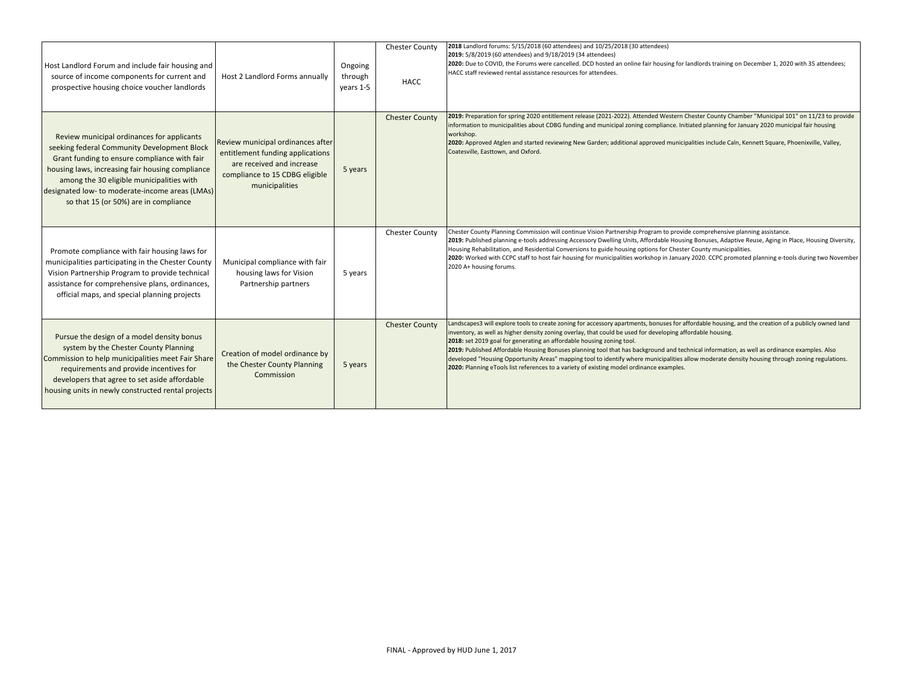| | | | | |
|---|---|---|---|---|
| Host Landlord Forum and include fair housing and source of income components for current and prospective housing choice voucher landlords | Host 2 Landlord Forms annually | Ongoing through years 1-5 | Chester County<br><br>HACC | **2018** Landlord forums: 5/15/2018 (60 attendees) and 10/25/2018 (30 attendees)<br>**2019:** 5/8/2019 (60 attendees) and 9/18/2019 (34 attendees)<br>**2020:** Due to COVID, the Forums were cancelled. DCD hosted an online fair housing for landlords training on December 1, 2020 with 35 attendees; HACC staff reviewed rental assistance resources for attendees. |
| Review municipal ordinances for applicants seeking federal Community Development Block Grant funding to ensure compliance with fair housing laws, increasing fair housing compliance among the 30 eligible municipalities with designated low- to moderate-income areas (LMAs) so that 15 (or 50%) are in compliance | Review municipal ordinances after entitlement funding applications are received and increase compliance to 15 CDBG eligible municipalities | 5 years | Chester County | **2019:** Preparation for spring 2020 entitlement release (2021-2022). Attended Western Chester County Chamber "Municipal 101" on 11/23 to provide information to municipalities about CDBG funding and municipal zoning compliance. Initiated planning for January 2020 municipal fair housing workshop.<br>**2020:** Approved Atglen and started reviewing New Garden; additional approved municipalities include Caln, Kennett Square, Phoenixville, Valley, Coatesville, Easttown, and Oxford. |
| Promote compliance with fair housing laws for municipalities participating in the Chester County Vision Partnership Program to provide technical assistance for comprehensive plans, ordinances, official maps, and special planning projects | Municipal compliance with fair housing laws for Vision Partnership partners | 5 years | Chester County | Chester County Planning Commission will continue Vision Partnership Program to provide comprehensive planning assistance.<br>**2019:** Published planning e-tools addressing Accessory Dwelling Units, Affordable Housing Bonuses, Adaptive Reuse, Aging in Place, Housing Diversity, Housing Rehabilitation, and Residential Conversions to guide housing options for Chester County municipalities.<br>**2020:** Worked with CCPC staff to host fair housing for municipalities workshop in January 2020. CCPC promoted planning e-tools during two November 2020 A+ housing forums. |
| Pursue the design of a model density bonus system by the Chester County Planning Commission to help municipalities meet Fair Share requirements and provide incentives for developers that agree to set aside affordable housing units in newly constructed rental projects | Creation of model ordinance by the Chester County Planning Commission | 5 years | Chester County | Landscapes3 will explore tools to create zoning for accessory apartments, bonuses for affordable housing, and the creation of a publicly owned land inventory, as well as higher density zoning overlay, that could be used for developing affordable housing.<br>**2018:** set 2019 goal for generating an affordable housing zoning tool.<br>**2019:** Published Affordable Housing Bonuses planning tool that has background and technical information, as well as ordinance examples. Also developed "Housing Opportunity Areas" mapping tool to identify where municipalities allow moderate density housing through zoning regulations.<br>**2020:** Planning eTools list references to a variety of existing model ordinance examples. |

FINAL - Approved by HUD June 1, 2017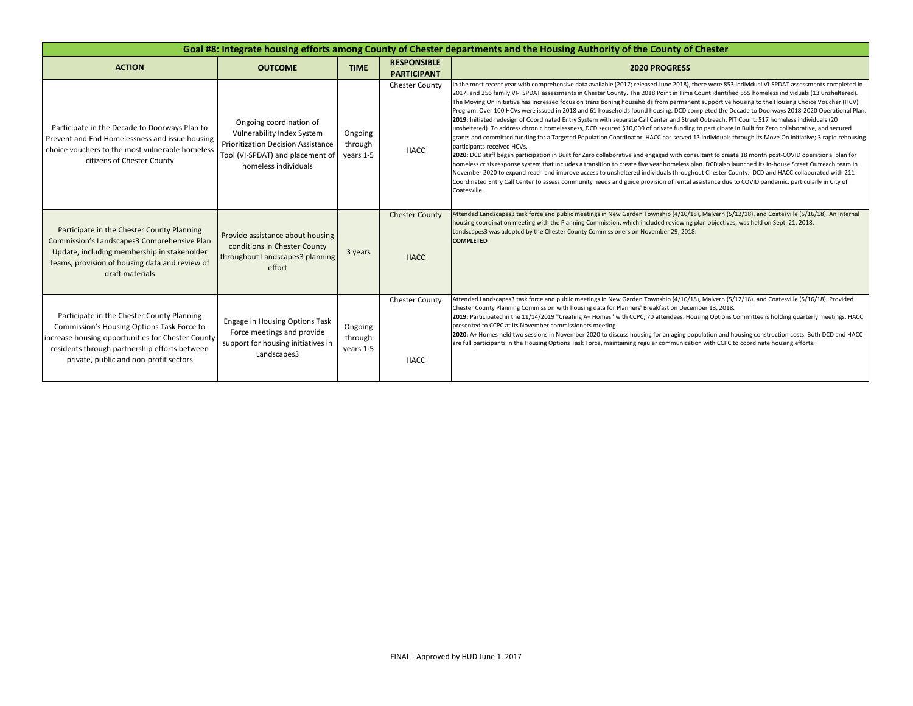| Goal #8: Integrate housing efforts among County of Chester departments and the Housing Authority of the County of Chester | | | | |
|---|---|---|---|---|
| **ACTION** | **OUTCOME** | **TIME** | **RESPONSIBLE PARTICIPANT** | **2020 PROGRESS** |
| Participate in the Decade to Doorways Plan to Prevent and End Homelessness and issue housing choice vouchers to the most vulnerable homeless citizens of Chester County | Ongoing coordination of Vulnerability Index System Prioritization Decision Assistance Tool (VI-SPDAT) and placement of homeless individuals | Ongoing through years 1-5 | Chester County<br><br>HACC | In the most recent year with comprehensive data available (2017; released June 2018), there were 853 individual VI-SPDAT assessments completed in 2017, and 256 family VI-FSPDAT assessments in Chester County. The 2018 Point in Time Count identified 555 homeless individuals (13 unsheltered). The Moving On initiative has increased focus on transitioning households from permanent supportive housing to the Housing Choice Voucher (HCV) Program. Over 100 HCVs were issued in 2018 and 61 households found housing. DCD completed the Decade to Doorways 2018-2020 Operational Plan.<br>**2019:** Initiated redesign of Coordinated Entry System with separate Call Center and Street Outreach. PIT Count: 517 homeless individuals (20 unsheltered). To address chronic homelessness, DCD secured $10,000 of private funding to participate in Built for Zero collaborative, and secured grants and committed funding for a Targeted Population Coordinator. HACC has served 13 individuals through its Move On initiative; 3 rapid rehousing participants received HCVs.<br>**2020:** DCD staff began participation in Built for Zero collaborative and engaged with consultant to create 18 month post-COVID operational plan for homeless crisis response system that includes a transition to create five year homeless plan. DCD also launched its in-house Street Outreach team in November 2020 to expand reach and improve access to unsheltered individuals throughout Chester County. DCD and HACC collaborated with 211 Coordinated Entry Call Center to assess community needs and guide provision of rental assistance due to COVID pandemic, particularly in City of Coatesville. |
| Participate in the Chester County Planning Commission's Landscapes3 Comprehensive Plan Update, including membership in stakeholder teams, provision of housing data and review of draft materials | Provide assistance about housing conditions in Chester County throughout Landscapes3 planning effort | 3 years | Chester County<br><br>HACC | Attended Landscapes3 task force and public meetings in New Garden Township (4/10/18), Malvern (5/12/18), and Coatesville (5/16/18). An internal housing coordination meeting with the Planning Commission, which included reviewing plan objectives, was held on Sept. 21, 2018.<br>Landscapes3 was adopted by the Chester County Commissioners on November 29, 2018.<br>**COMPLETED** |
| Participate in the Chester County Planning Commission's Housing Options Task Force to increase housing opportunities for Chester County residents through partnership efforts between private, public and non-profit sectors | Engage in Housing Options Task Force meetings and provide support for housing initiatives in Landscapes3 | Ongoing through years 1-5 | Chester County<br><br>HACC | Attended Landscapes3 task force and public meetings in New Garden Township (4/10/18), Malvern (5/12/18), and Coatesville (5/16/18). Provided Chester County Planning Commission with housing data for Planners' Breakfast on December 13, 2018.<br>**2019:** Participated in the 11/14/2019 "Creating A+ Homes" with CCPC; 70 attendees. Housing Options Committee is holding quarterly meetings. HACC presented to CCPC at its November commissioners meeting.<br>**2020:** A+ Homes held two sessions in November 2020 to discuss housing for an aging population and housing construction costs. Both DCD and HACC are full participants in the Housing Options Task Force, maintaining regular communication with CCPC to coordinate housing efforts. |

FINAL - Approved by HUD June 1, 2017